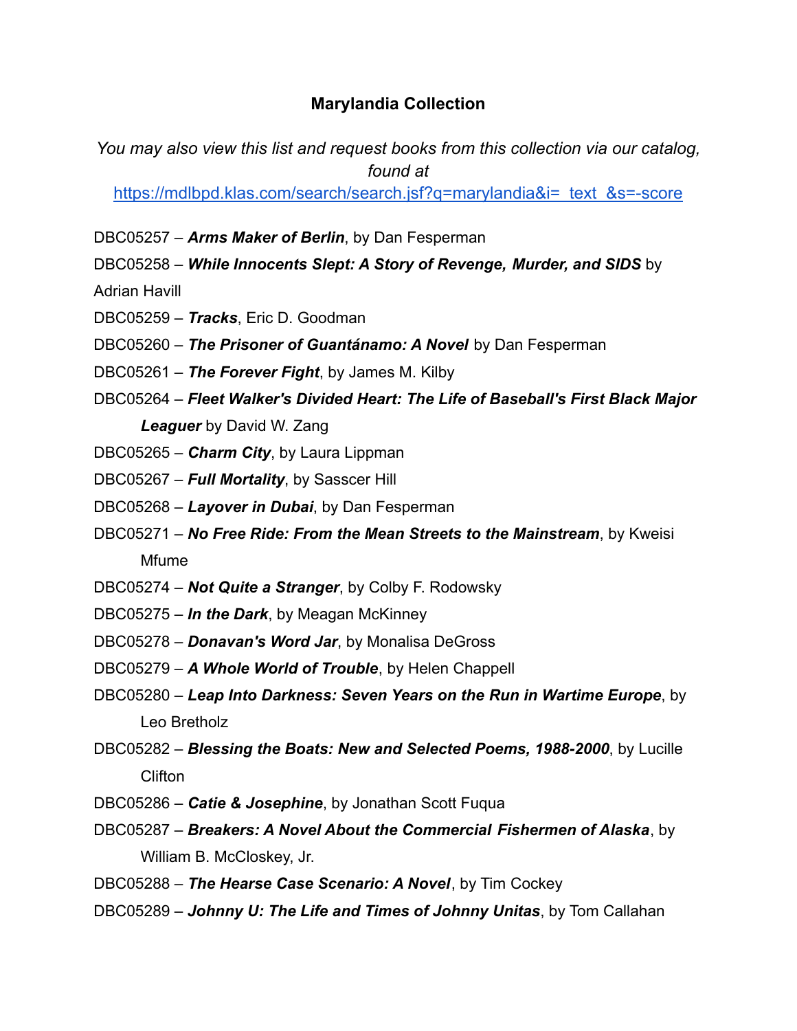# Marylandia Collection

*You may also view this list and request books from this collection via our catalog, found at* [https://mdlbpd.klas.com/search/search.jsf?q=marylandia&i=_text_&s=-score](https://mdlbpd.klas.com/search/search.jsf?q=marylandia&i=_text_&s=-score)

DBC05257 – ***Arms Maker of Berlin***, by Dan Fesperman

DBC05258 – ***While Innocents Slept: A Story of Revenge, Murder, and SIDS*** by Adrian Havill

DBC05259 – ***Tracks***, Eric D. Goodman

DBC05260 – ***The Prisoner of Guantánamo: A Novel*** by Dan Fesperman

DBC05261 – ***The Forever Fight***, by James M. Kilby

DBC05264 – ***Fleet Walker's Divided Heart: The Life of Baseball's First Black Major Leaguer*** by David W. Zang

DBC05265 – ***Charm City***, by Laura Lippman

DBC05267 – ***Full Mortality***, by Sasscer Hill

DBC05268 – ***Layover in Dubai***, by Dan Fesperman

DBC05271 – ***No Free Ride: From the Mean Streets to the Mainstream***, by Kweisi Mfume

DBC05274 – ***Not Quite a Stranger***, by Colby F. Rodowsky

DBC05275 – ***In the Dark***, by Meagan McKinney

DBC05278 – ***Donavan's Word Jar***, by Monalisa DeGross

DBC05279 – ***A Whole World of Trouble***, by Helen Chappell

DBC05280 – ***Leap Into Darkness: Seven Years on the Run in Wartime Europe***, by Leo Bretholz

DBC05282 – ***Blessing the Boats: New and Selected Poems, 1988-2000***, by Lucille Clifton

DBC05286 – ***Catie & Josephine***, by Jonathan Scott Fuqua

DBC05287 – ***Breakers: A Novel About the Commercial Fishermen of Alaska***, by William B. McCloskey, Jr.

DBC05288 – ***The Hearse Case Scenario: A Novel***, by Tim Cockey

DBC05289 – ***Johnny U: The Life and Times of Johnny Unitas***, by Tom Callahan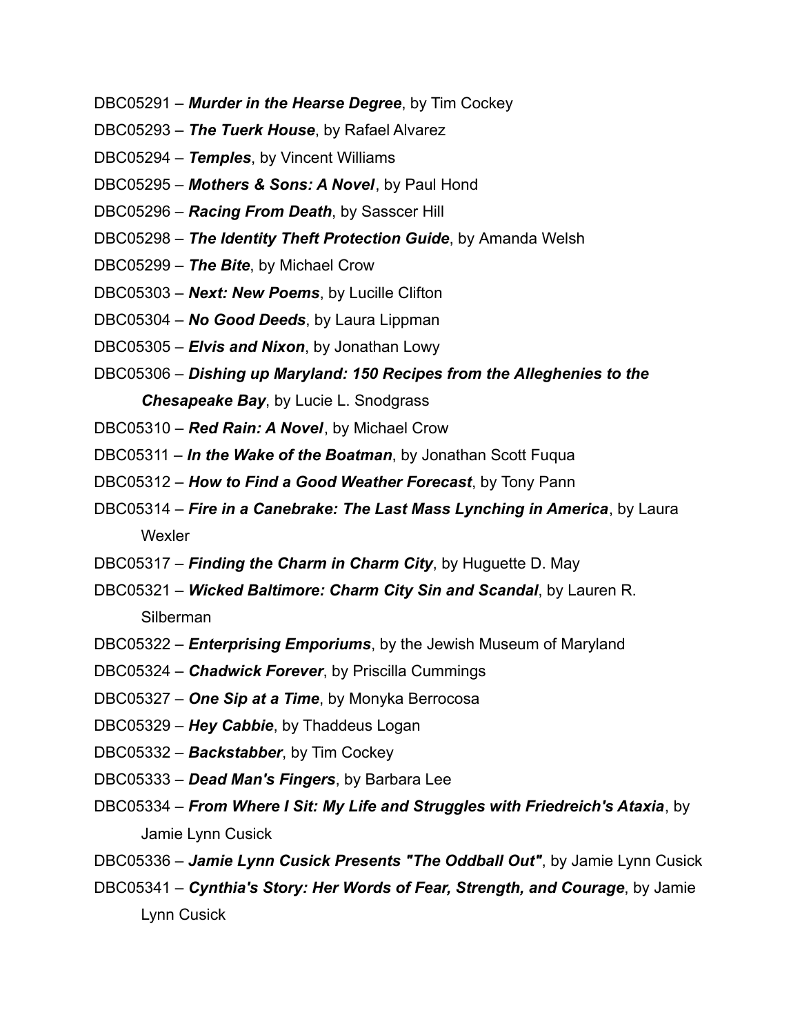DBC05291 – ***Murder in the Hearse Degree***, by Tim Cockey

DBC05293 – ***The Tuerk House***, by Rafael Alvarez

DBC05294 – ***Temples***, by Vincent Williams

DBC05295 – ***Mothers & Sons: A Novel***, by Paul Hond

DBC05296 – ***Racing From Death***, by Sasscer Hill

DBC05298 – ***The Identity Theft Protection Guide***, by Amanda Welsh

DBC05299 – ***The Bite***, by Michael Crow

DBC05303 – ***Next: New Poems***, by Lucille Clifton

DBC05304 – ***No Good Deeds***, by Laura Lippman

DBC05305 – ***Elvis and Nixon***, by Jonathan Lowy

DBC05306 – ***Dishing up Maryland: 150 Recipes from the Alleghenies to the Chesapeake Bay***, by Lucie L. Snodgrass

DBC05310 – ***Red Rain: A Novel***, by Michael Crow

DBC05311 – ***In the Wake of the Boatman***, by Jonathan Scott Fuqua

DBC05312 – ***How to Find a Good Weather Forecast***, by Tony Pann

DBC05314 – ***Fire in a Canebrake: The Last Mass Lynching in America***, by Laura Wexler

DBC05317 – ***Finding the Charm in Charm City***, by Huguette D. May

DBC05321 – ***Wicked Baltimore: Charm City Sin and Scandal***, by Lauren R. Silberman

DBC05322 – ***Enterprising Emporiums***, by the Jewish Museum of Maryland

DBC05324 – ***Chadwick Forever***, by Priscilla Cummings

DBC05327 – ***One Sip at a Time***, by Monyka Berrocosa

DBC05329 – ***Hey Cabbie***, by Thaddeus Logan

DBC05332 – ***Backstabber***, by Tim Cockey

DBC05333 – ***Dead Man's Fingers***, by Barbara Lee

DBC05334 – ***From Where I Sit: My Life and Struggles with Friedreich's Ataxia***, by Jamie Lynn Cusick

DBC05336 – ***Jamie Lynn Cusick Presents "The Oddball Out"***, by Jamie Lynn Cusick

DBC05341 – ***Cynthia's Story: Her Words of Fear, Strength, and Courage***, by Jamie Lynn Cusick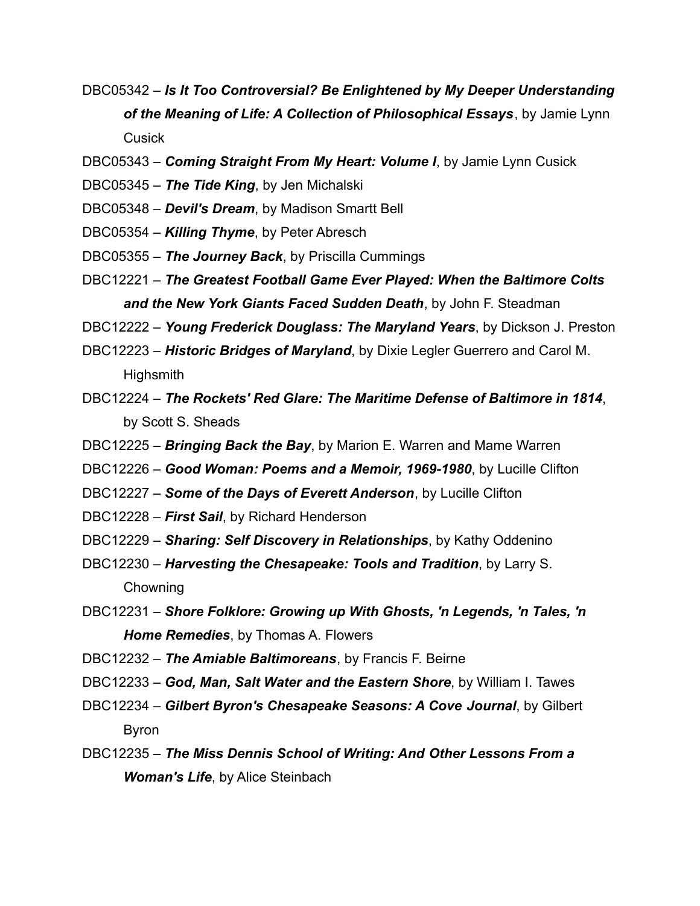- DBC05342 – ***Is It Too Controversial? Be Enlightened by My Deeper Understanding of the Meaning of Life: A Collection of Philosophical Essays***, by Jamie Lynn Cusick
- DBC05343 – ***Coming Straight From My Heart: Volume I***, by Jamie Lynn Cusick
- DBC05345 – ***The Tide King***, by Jen Michalski
- DBC05348 – ***Devil's Dream***, by Madison Smartt Bell
- DBC05354 – ***Killing Thyme***, by Peter Abresch
- DBC05355 – ***The Journey Back***, by Priscilla Cummings
- DBC12221 – ***The Greatest Football Game Ever Played: When the Baltimore Colts and the New York Giants Faced Sudden Death***, by John F. Steadman
- DBC12222 – ***Young Frederick Douglass: The Maryland Years***, by Dickson J. Preston
- DBC12223 – ***Historic Bridges of Maryland***, by Dixie Legler Guerrero and Carol M. Highsmith
- DBC12224 – ***The Rockets' Red Glare: The Maritime Defense of Baltimore in 1814***, by Scott S. Sheads
- DBC12225 – ***Bringing Back the Bay***, by Marion E. Warren and Mame Warren
- DBC12226 – ***Good Woman: Poems and a Memoir, 1969-1980***, by Lucille Clifton
- DBC12227 – ***Some of the Days of Everett Anderson***, by Lucille Clifton
- DBC12228 – ***First Sail***, by Richard Henderson
- DBC12229 – ***Sharing: Self Discovery in Relationships***, by Kathy Oddenino
- DBC12230 – ***Harvesting the Chesapeake: Tools and Tradition***, by Larry S. Chowning
- DBC12231 – ***Shore Folklore: Growing up With Ghosts, 'n Legends, 'n Tales, 'n Home Remedies***, by Thomas A. Flowers
- DBC12232 – ***The Amiable Baltimoreans***, by Francis F. Beirne
- DBC12233 – ***God, Man, Salt Water and the Eastern Shore***, by William I. Tawes
- DBC12234 – ***Gilbert Byron's Chesapeake Seasons: A Cove Journal***, by Gilbert Byron
- DBC12235 – ***The Miss Dennis School of Writing: And Other Lessons From a Woman's Life***, by Alice Steinbach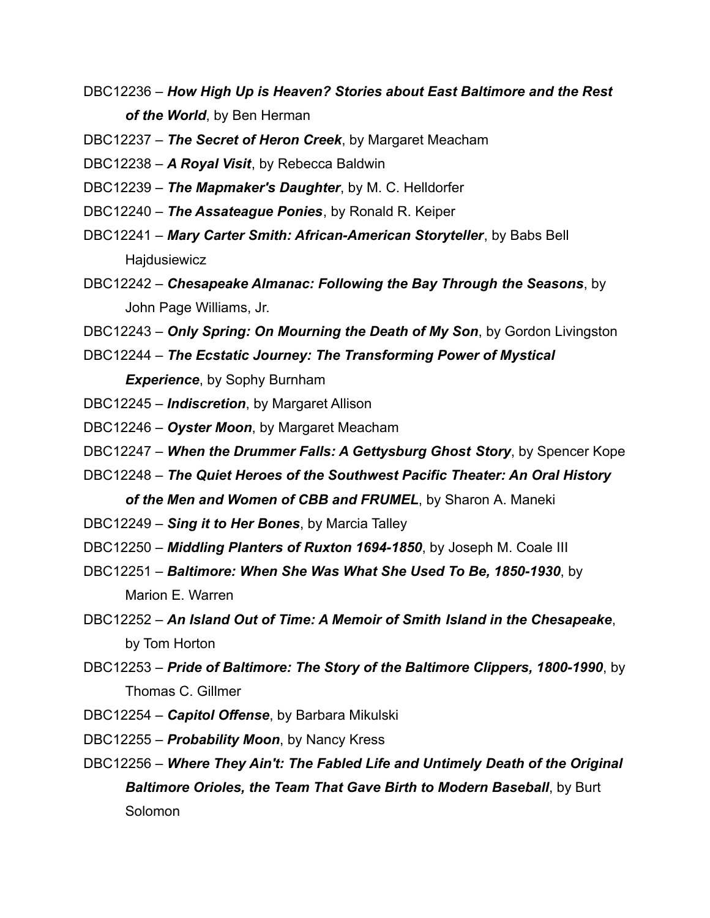DBC12236 – ***How High Up is Heaven? Stories about East Baltimore and the Rest of the World***, by Ben Herman

DBC12237 – ***The Secret of Heron Creek***, by Margaret Meacham

DBC12238 – ***A Royal Visit***, by Rebecca Baldwin

DBC12239 – ***The Mapmaker's Daughter***, by M. C. Helldorfer

DBC12240 – ***The Assateague Ponies***, by Ronald R. Keiper

DBC12241 – ***Mary Carter Smith: African-American Storyteller***, by Babs Bell Hajdusiewicz

DBC12242 – ***Chesapeake Almanac: Following the Bay Through the Seasons***, by John Page Williams, Jr.

DBC12243 – ***Only Spring: On Mourning the Death of My Son***, by Gordon Livingston

DBC12244 – ***The Ecstatic Journey: The Transforming Power of Mystical Experience***, by Sophy Burnham

DBC12245 – ***Indiscretion***, by Margaret Allison

DBC12246 – ***Oyster Moon***, by Margaret Meacham

DBC12247 – ***When the Drummer Falls: A Gettysburg Ghost Story***, by Spencer Kope

DBC12248 – ***The Quiet Heroes of the Southwest Pacific Theater: An Oral History of the Men and Women of CBB and FRUMEL***, by Sharon A. Maneki

DBC12249 – ***Sing it to Her Bones***, by Marcia Talley

DBC12250 – ***Middling Planters of Ruxton 1694-1850***, by Joseph M. Coale III

DBC12251 – ***Baltimore: When She Was What She Used To Be, 1850-1930***, by Marion E. Warren

DBC12252 – ***An Island Out of Time: A Memoir of Smith Island in the Chesapeake***, by Tom Horton

DBC12253 – ***Pride of Baltimore: The Story of the Baltimore Clippers, 1800-1990***, by Thomas C. Gillmer

DBC12254 – ***Capitol Offense***, by Barbara Mikulski

DBC12255 – ***Probability Moon***, by Nancy Kress

DBC12256 – ***Where They Ain't: The Fabled Life and Untimely Death of the Original Baltimore Orioles, the Team That Gave Birth to Modern Baseball***, by Burt Solomon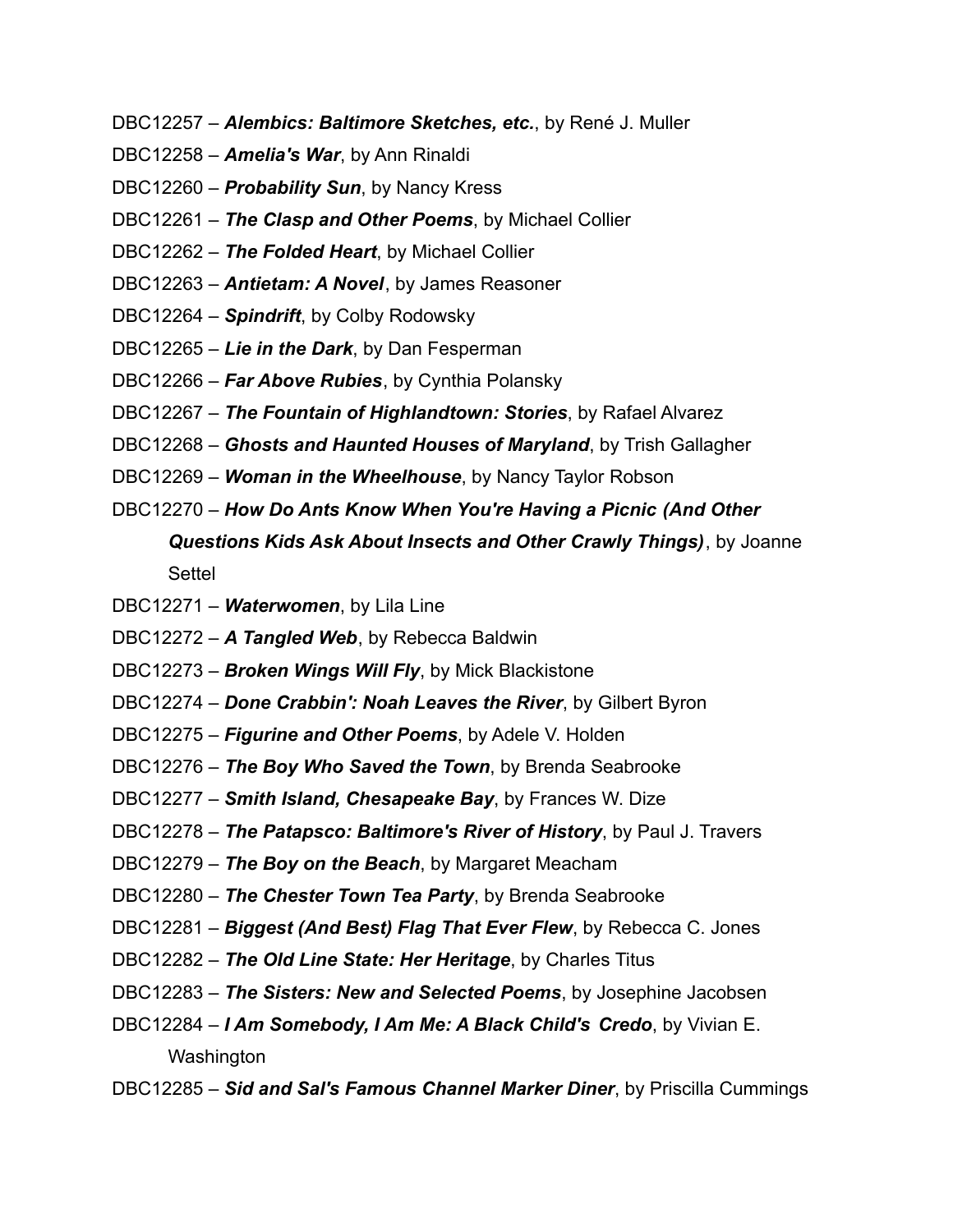DBC12257 – ***Alembics: Baltimore Sketches, etc.***, by René J. Muller

DBC12258 – ***Amelia's War***, by Ann Rinaldi

DBC12260 – ***Probability Sun***, by Nancy Kress

DBC12261 – ***The Clasp and Other Poems***, by Michael Collier

DBC12262 – ***The Folded Heart***, by Michael Collier

DBC12263 – ***Antietam: A Novel***, by James Reasoner

DBC12264 – ***Spindrift***, by Colby Rodowsky

DBC12265 – ***Lie in the Dark***, by Dan Fesperman

DBC12266 – ***Far Above Rubies***, by Cynthia Polansky

DBC12267 – ***The Fountain of Highlandtown: Stories***, by Rafael Alvarez

DBC12268 – ***Ghosts and Haunted Houses of Maryland***, by Trish Gallagher

DBC12269 – ***Woman in the Wheelhouse***, by Nancy Taylor Robson

DBC12270 – ***How Do Ants Know When You're Having a Picnic (And Other Questions Kids Ask About Insects and Other Crawly Things)***, by Joanne Settel

DBC12271 – ***Waterwomen***, by Lila Line

DBC12272 – ***A Tangled Web***, by Rebecca Baldwin

DBC12273 – ***Broken Wings Will Fly***, by Mick Blackistone

DBC12274 – ***Done Crabbin': Noah Leaves the River***, by Gilbert Byron

DBC12275 – ***Figurine and Other Poems***, by Adele V. Holden

DBC12276 – ***The Boy Who Saved the Town***, by Brenda Seabrooke

DBC12277 – ***Smith Island, Chesapeake Bay***, by Frances W. Dize

DBC12278 – ***The Patapsco: Baltimore's River of History***, by Paul J. Travers

DBC12279 – ***The Boy on the Beach***, by Margaret Meacham

DBC12280 – ***The Chester Town Tea Party***, by Brenda Seabrooke

DBC12281 – ***Biggest (And Best) Flag That Ever Flew***, by Rebecca C. Jones

DBC12282 – ***The Old Line State: Her Heritage***, by Charles Titus

DBC12283 – ***The Sisters: New and Selected Poems***, by Josephine Jacobsen

DBC12284 – ***I Am Somebody, I Am Me: A Black Child's Credo***, by Vivian E. Washington

DBC12285 – ***Sid and Sal's Famous Channel Marker Diner***, by Priscilla Cummings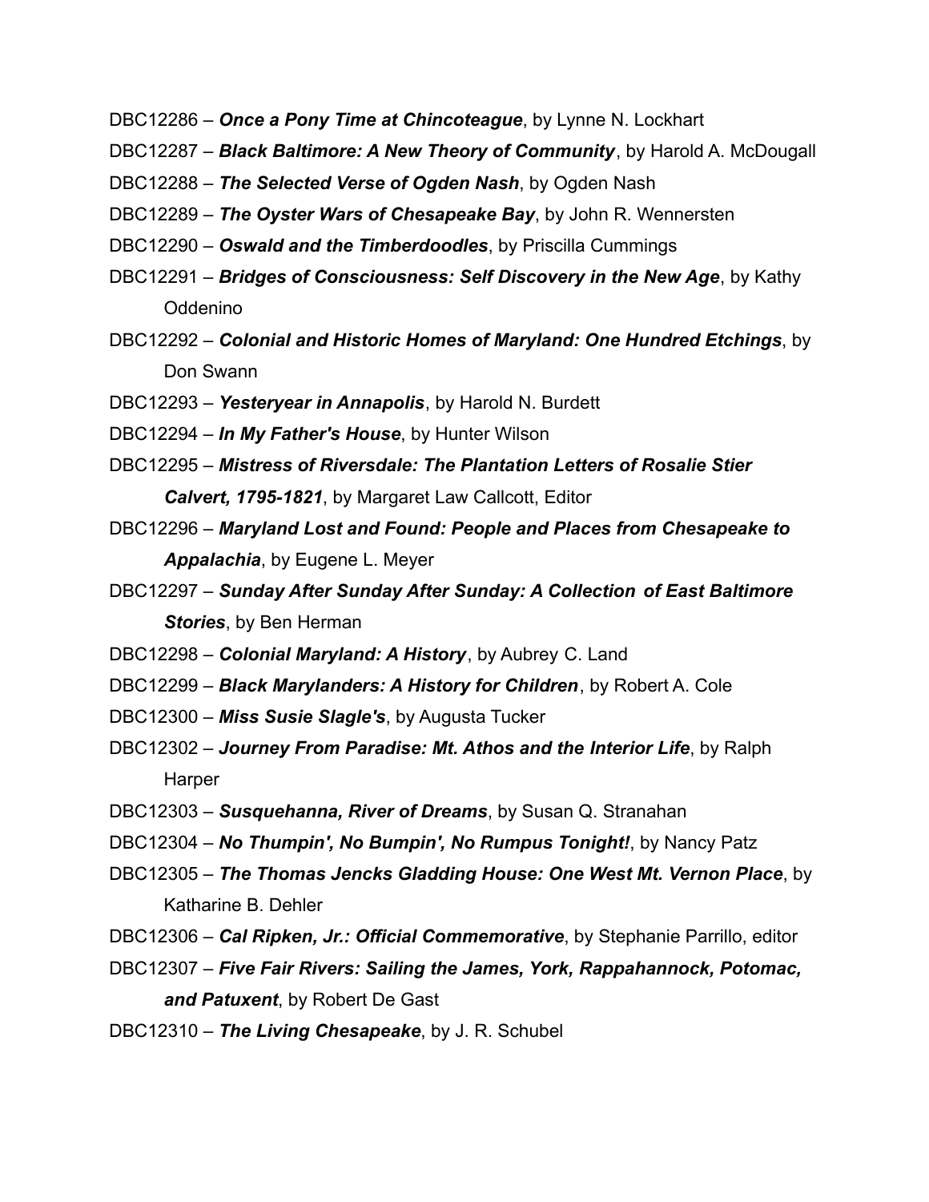DBC12286 – ***Once a Pony Time at Chincoteague***, by Lynne N. Lockhart

DBC12287 – ***Black Baltimore: A New Theory of Community***, by Harold A. McDougall

DBC12288 – ***The Selected Verse of Ogden Nash***, by Ogden Nash

DBC12289 – ***The Oyster Wars of Chesapeake Bay***, by John R. Wennersten

DBC12290 – ***Oswald and the Timberdoodles***, by Priscilla Cummings

DBC12291 – ***Bridges of Consciousness: Self Discovery in the New Age***, by Kathy Oddenino

DBC12292 – ***Colonial and Historic Homes of Maryland: One Hundred Etchings***, by Don Swann

DBC12293 – ***Yesteryear in Annapolis***, by Harold N. Burdett

DBC12294 – ***In My Father's House***, by Hunter Wilson

DBC12295 – ***Mistress of Riversdale: The Plantation Letters of Rosalie Stier Calvert, 1795-1821***, by Margaret Law Callcott, Editor

DBC12296 – ***Maryland Lost and Found: People and Places from Chesapeake to Appalachia***, by Eugene L. Meyer

DBC12297 – ***Sunday After Sunday After Sunday: A Collection of East Baltimore Stories***, by Ben Herman

DBC12298 – ***Colonial Maryland: A History***, by Aubrey C. Land

DBC12299 – ***Black Marylanders: A History for Children***, by Robert A. Cole

DBC12300 – ***Miss Susie Slagle's***, by Augusta Tucker

DBC12302 – ***Journey From Paradise: Mt. Athos and the Interior Life***, by Ralph Harper

DBC12303 – ***Susquehanna, River of Dreams***, by Susan Q. Stranahan

DBC12304 – ***No Thumpin', No Bumpin', No Rumpus Tonight!***, by Nancy Patz

DBC12305 – ***The Thomas Jencks Gladding House: One West Mt. Vernon Place***, by Katharine B. Dehler

DBC12306 – ***Cal Ripken, Jr.: Official Commemorative***, by Stephanie Parrillo, editor

DBC12307 – ***Five Fair Rivers: Sailing the James, York, Rappahannock, Potomac, and Patuxent***, by Robert De Gast

DBC12310 – ***The Living Chesapeake***, by J. R. Schubel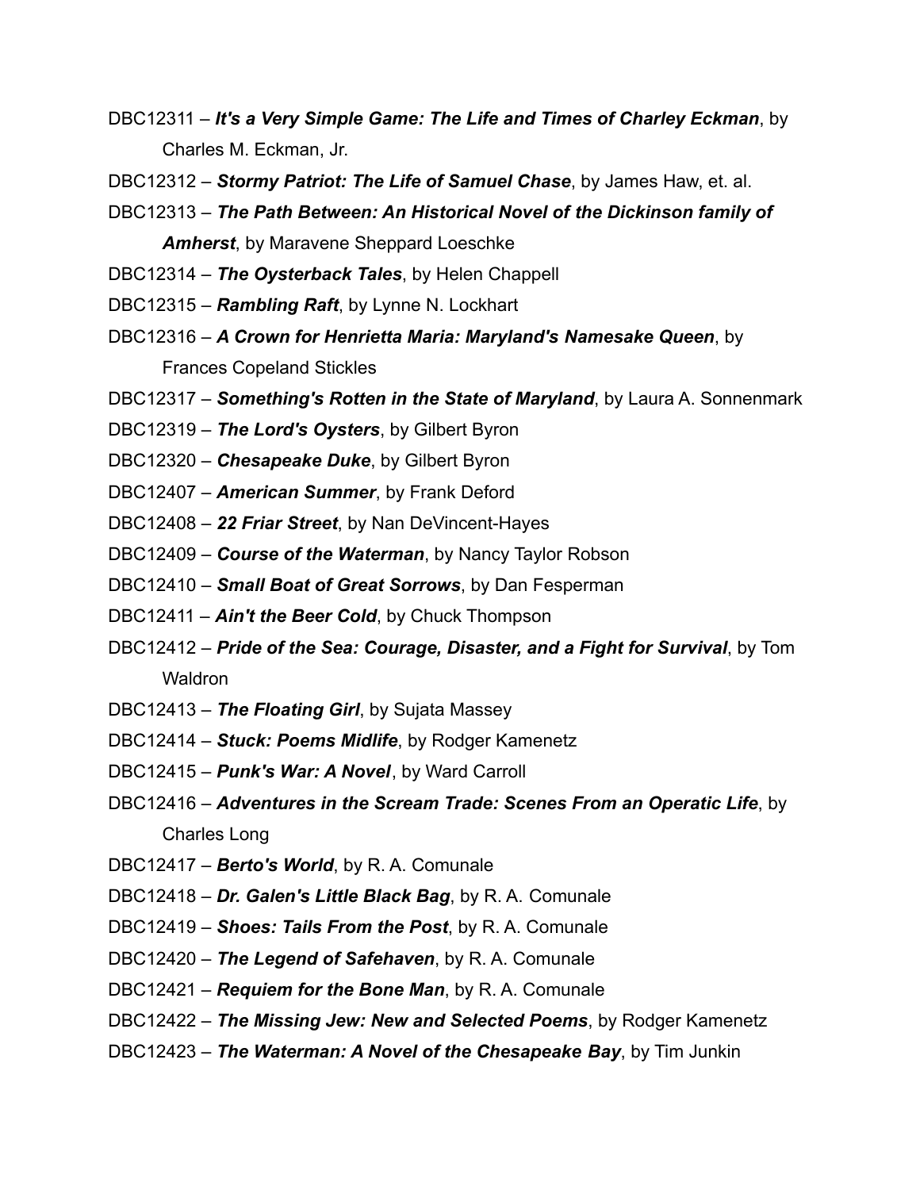DBC12311 – ***It's a Very Simple Game: The Life and Times of Charley Eckman***, by Charles M. Eckman, Jr.

DBC12312 – ***Stormy Patriot: The Life of Samuel Chase***, by James Haw, et. al.

DBC12313 – ***The Path Between: An Historical Novel of the Dickinson family of Amherst***, by Maravene Sheppard Loeschke

DBC12314 – ***The Oysterback Tales***, by Helen Chappell

DBC12315 – ***Rambling Raft***, by Lynne N. Lockhart

DBC12316 – ***A Crown for Henrietta Maria: Maryland's Namesake Queen***, by Frances Copeland Stickles

DBC12317 – ***Something's Rotten in the State of Maryland***, by Laura A. Sonnenmark

DBC12319 – ***The Lord's Oysters***, by Gilbert Byron

DBC12320 – ***Chesapeake Duke***, by Gilbert Byron

DBC12407 – ***American Summer***, by Frank Deford

DBC12408 – ***22 Friar Street***, by Nan DeVincent-Hayes

DBC12409 – ***Course of the Waterman***, by Nancy Taylor Robson

DBC12410 – ***Small Boat of Great Sorrows***, by Dan Fesperman

DBC12411 – ***Ain't the Beer Cold***, by Chuck Thompson

DBC12412 – ***Pride of the Sea: Courage, Disaster, and a Fight for Survival***, by Tom Waldron

DBC12413 – ***The Floating Girl***, by Sujata Massey

DBC12414 – ***Stuck: Poems Midlife***, by Rodger Kamenetz

DBC12415 – ***Punk's War: A Novel***, by Ward Carroll

DBC12416 – ***Adventures in the Scream Trade: Scenes From an Operatic Life***, by Charles Long

DBC12417 – ***Berto's World***, by R. A. Comunale

DBC12418 – ***Dr. Galen's Little Black Bag***, by R. A. Comunale

DBC12419 – ***Shoes: Tails From the Post***, by R. A. Comunale

DBC12420 – ***The Legend of Safehaven***, by R. A. Comunale

DBC12421 – ***Requiem for the Bone Man***, by R. A. Comunale

DBC12422 – ***The Missing Jew: New and Selected Poems***, by Rodger Kamenetz

DBC12423 – ***The Waterman: A Novel of the Chesapeake Bay***, by Tim Junkin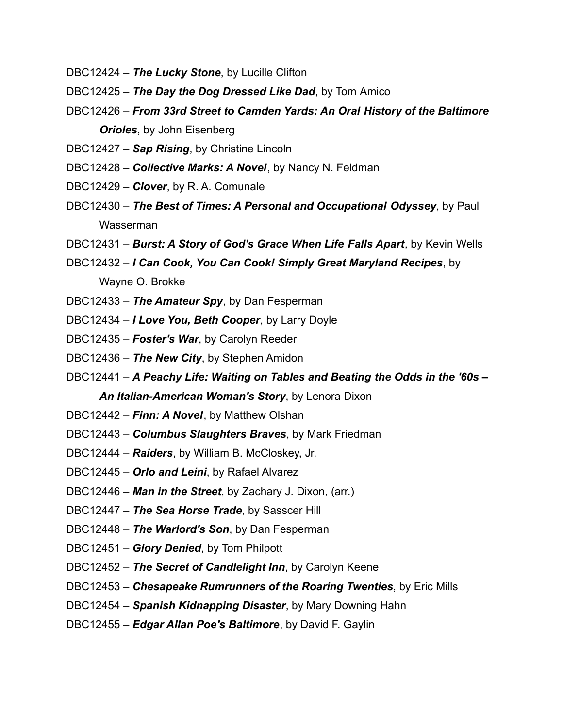DBC12424 – ***The Lucky Stone***, by Lucille Clifton

DBC12425 – ***The Day the Dog Dressed Like Dad***, by Tom Amico

DBC12426 – ***From 33rd Street to Camden Yards: An Oral History of the Baltimore Orioles***, by John Eisenberg

DBC12427 – ***Sap Rising***, by Christine Lincoln

DBC12428 – ***Collective Marks: A Novel***, by Nancy N. Feldman

DBC12429 – ***Clover***, by R. A. Comunale

DBC12430 – ***The Best of Times: A Personal and Occupational Odyssey***, by Paul Wasserman

DBC12431 – ***Burst: A Story of God's Grace When Life Falls Apart***, by Kevin Wells

DBC12432 – ***I Can Cook, You Can Cook! Simply Great Maryland Recipes***, by Wayne O. Brokke

DBC12433 – ***The Amateur Spy***, by Dan Fesperman

DBC12434 – ***I Love You, Beth Cooper***, by Larry Doyle

DBC12435 – ***Foster's War***, by Carolyn Reeder

DBC12436 – ***The New City***, by Stephen Amidon

DBC12441 – ***A Peachy Life: Waiting on Tables and Beating the Odds in the '60s – An Italian-American Woman's Story***, by Lenora Dixon

DBC12442 – ***Finn: A Novel***, by Matthew Olshan

DBC12443 – ***Columbus Slaughters Braves***, by Mark Friedman

DBC12444 – ***Raiders***, by William B. McCloskey, Jr.

DBC12445 – ***Orlo and Leini***, by Rafael Alvarez

DBC12446 – ***Man in the Street***, by Zachary J. Dixon, (arr.)

DBC12447 – ***The Sea Horse Trade***, by Sasscer Hill

DBC12448 – ***The Warlord's Son***, by Dan Fesperman

DBC12451 – ***Glory Denied***, by Tom Philpott

DBC12452 – ***The Secret of Candlelight Inn***, by Carolyn Keene

DBC12453 – ***Chesapeake Rumrunners of the Roaring Twenties***, by Eric Mills

DBC12454 – ***Spanish Kidnapping Disaster***, by Mary Downing Hahn

DBC12455 – ***Edgar Allan Poe's Baltimore***, by David F. Gaylin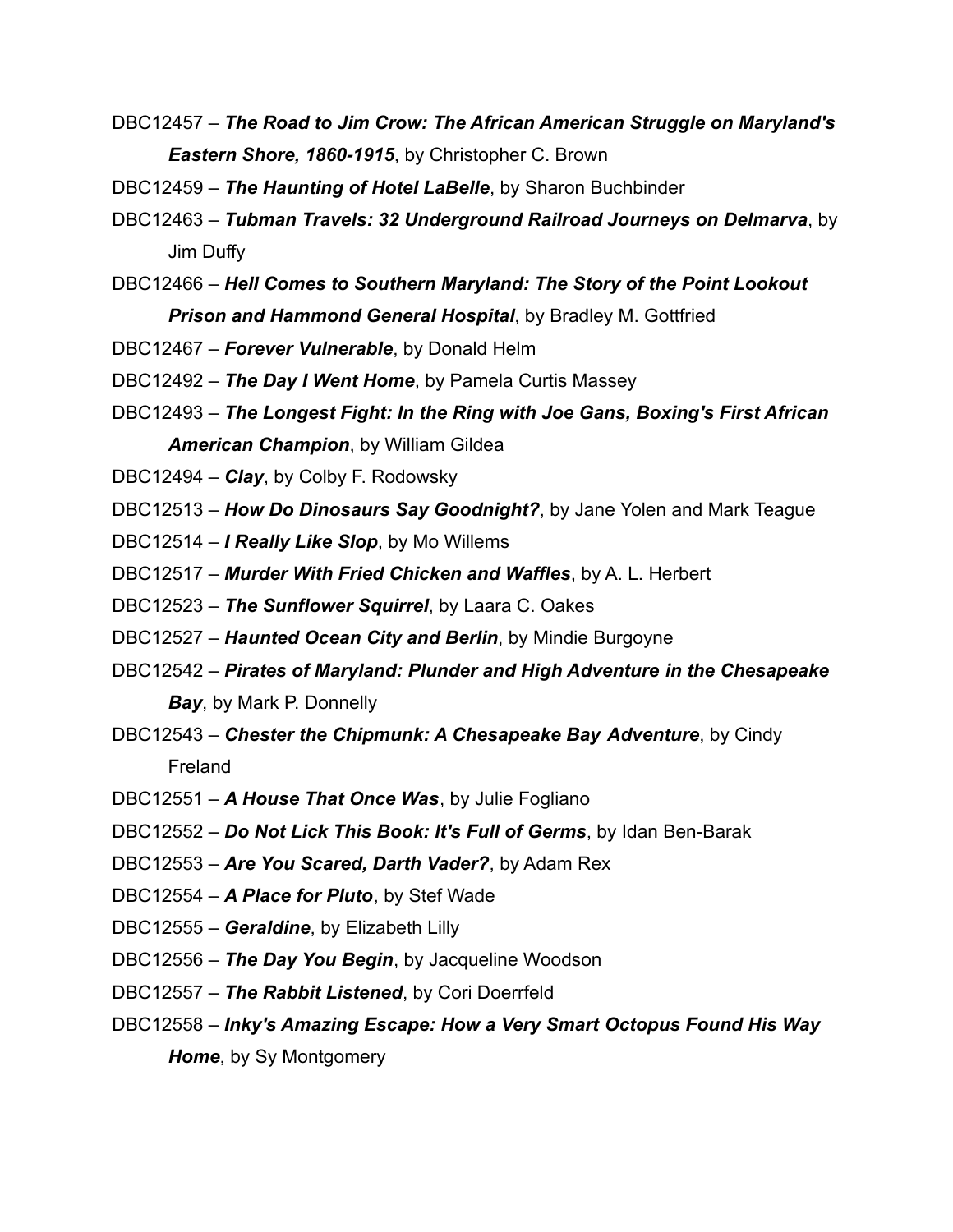DBC12457 – ***The Road to Jim Crow: The African American Struggle on Maryland's Eastern Shore, 1860-1915***, by Christopher C. Brown

DBC12459 – ***The Haunting of Hotel LaBelle***, by Sharon Buchbinder

DBC12463 – ***Tubman Travels: 32 Underground Railroad Journeys on Delmarva***, by Jim Duffy

DBC12466 – ***Hell Comes to Southern Maryland: The Story of the Point Lookout Prison and Hammond General Hospital***, by Bradley M. Gottfried

DBC12467 – ***Forever Vulnerable***, by Donald Helm

DBC12492 – ***The Day I Went Home***, by Pamela Curtis Massey

DBC12493 – ***The Longest Fight: In the Ring with Joe Gans, Boxing's First African American Champion***, by William Gildea

DBC12494 – ***Clay***, by Colby F. Rodowsky

DBC12513 – ***How Do Dinosaurs Say Goodnight?***, by Jane Yolen and Mark Teague

DBC12514 – ***I Really Like Slop***, by Mo Willems

DBC12517 – ***Murder With Fried Chicken and Waffles***, by A. L. Herbert

DBC12523 – ***The Sunflower Squirrel***, by Laara C. Oakes

DBC12527 – ***Haunted Ocean City and Berlin***, by Mindie Burgoyne

DBC12542 – ***Pirates of Maryland: Plunder and High Adventure in the Chesapeake Bay***, by Mark P. Donnelly

DBC12543 – ***Chester the Chipmunk: A Chesapeake Bay Adventure***, by Cindy Freland

DBC12551 – ***A House That Once Was***, by Julie Fogliano

DBC12552 – ***Do Not Lick This Book: It's Full of Germs***, by Idan Ben-Barak

DBC12553 – ***Are You Scared, Darth Vader?***, by Adam Rex

DBC12554 – ***A Place for Pluto***, by Stef Wade

DBC12555 – ***Geraldine***, by Elizabeth Lilly

DBC12556 – ***The Day You Begin***, by Jacqueline Woodson

DBC12557 – ***The Rabbit Listened***, by Cori Doerrfeld

DBC12558 – ***Inky's Amazing Escape: How a Very Smart Octopus Found His Way Home***, by Sy Montgomery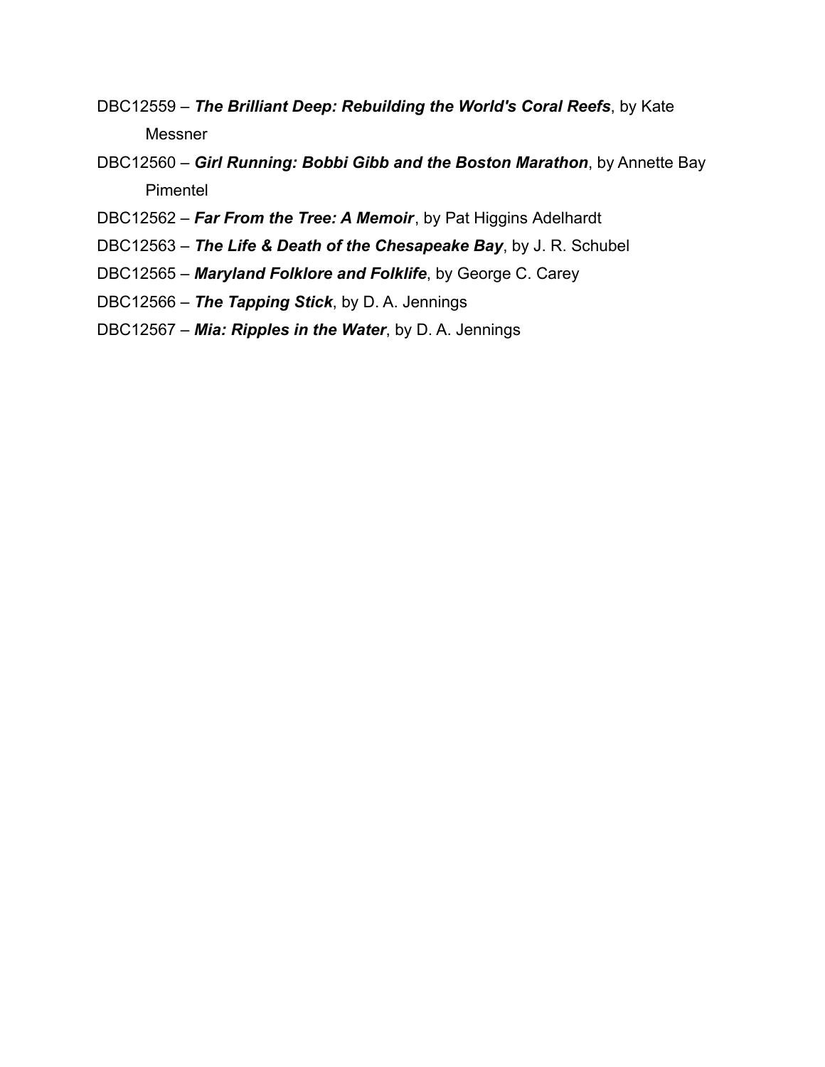DBC12559 – ***The Brilliant Deep: Rebuilding the World's Coral Reefs***, by Kate Messner

DBC12560 – ***Girl Running: Bobbi Gibb and the Boston Marathon***, by Annette Bay Pimentel

DBC12562 – ***Far From the Tree: A Memoir***, by Pat Higgins Adelhardt

DBC12563 – ***The Life & Death of the Chesapeake Bay***, by J. R. Schubel

DBC12565 – ***Maryland Folklore and Folklife***, by George C. Carey

DBC12566 – ***The Tapping Stick***, by D. A. Jennings

DBC12567 – ***Mia: Ripples in the Water***, by D. A. Jennings